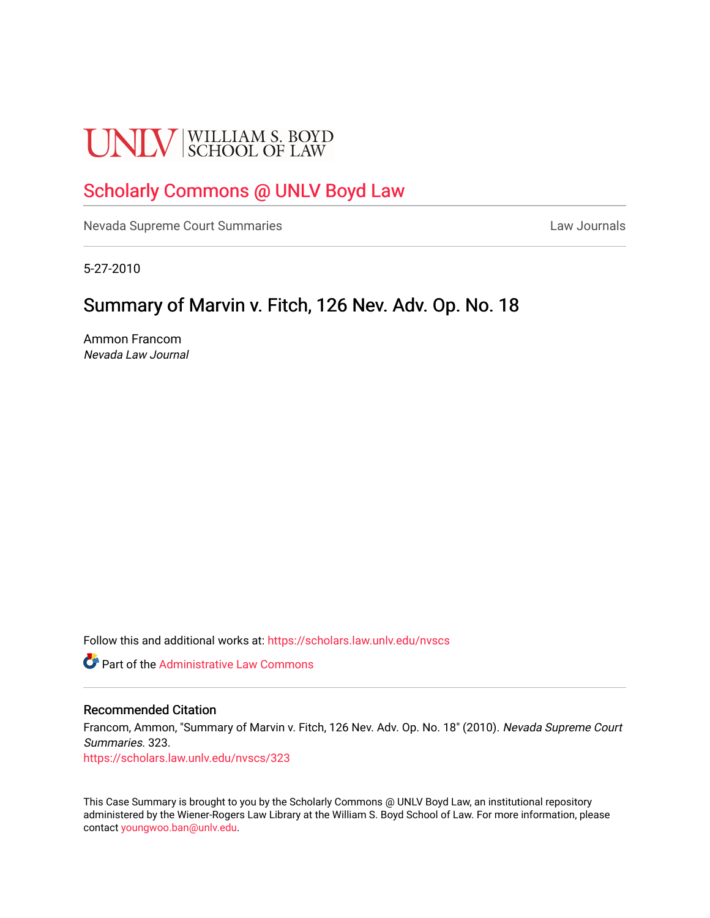UNLV | WILLIAM S. BOYD SCHOOL OF LAW

## Scholarly Commons @ UNLV Boyd Law

Nevada Supreme Court Summaries | Law Journals

5-27-2010

# Summary of Marvin v. Fitch, 126 Nev. Adv. Op. No. 18

Ammon Francom
*Nevada Law Journal*

Follow this and additional works at: https://scholars.law.unlv.edu/nvscs

Part of the Administrative Law Commons

### Recommended Citation

Francom, Ammon, "Summary of Marvin v. Fitch, 126 Nev. Adv. Op. No. 18" (2010). *Nevada Supreme Court Summaries*. 323.
https://scholars.law.unlv.edu/nvscs/323

This Case Summary is brought to you by the Scholarly Commons @ UNLV Boyd Law, an institutional repository administered by the Wiener-Rogers Law Library at the William S. Boyd School of Law. For more information, please contact youngwoo.ban@unlv.edu.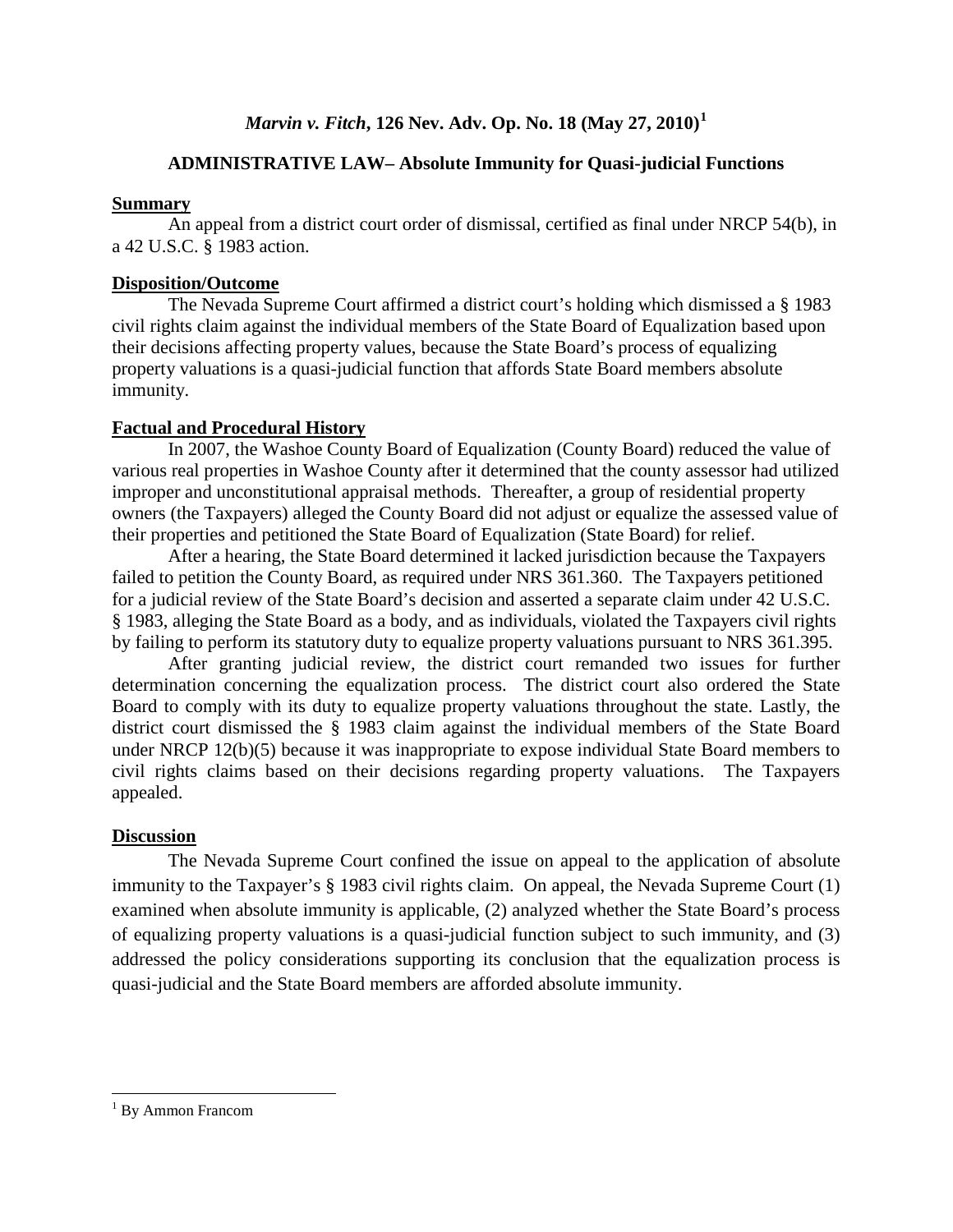# *Marvin v. Fitch*, 126 Nev. Adv. Op. No. 18 (May 27, 2010)[1]

## ADMINISTRATIVE LAW– Absolute Immunity for Quasi-judicial Functions

### Summary

An appeal from a district court order of dismissal, certified as final under NRCP 54(b), in a 42 U.S.C. § 1983 action.

### Disposition/Outcome

The Nevada Supreme Court affirmed a district court's holding which dismissed a § 1983 civil rights claim against the individual members of the State Board of Equalization based upon their decisions affecting property values, because the State Board's process of equalizing property valuations is a quasi-judicial function that affords State Board members absolute immunity.

### Factual and Procedural History

In 2007, the Washoe County Board of Equalization (County Board) reduced the value of various real properties in Washoe County after it determined that the county assessor had utilized improper and unconstitutional appraisal methods. Thereafter, a group of residential property owners (the Taxpayers) alleged the County Board did not adjust or equalize the assessed value of their properties and petitioned the State Board of Equalization (State Board) for relief.

After a hearing, the State Board determined it lacked jurisdiction because the Taxpayers failed to petition the County Board, as required under NRS 361.360. The Taxpayers petitioned for a judicial review of the State Board's decision and asserted a separate claim under 42 U.S.C. § 1983, alleging the State Board as a body, and as individuals, violated the Taxpayers civil rights by failing to perform its statutory duty to equalize property valuations pursuant to NRS 361.395.

After granting judicial review, the district court remanded two issues for further determination concerning the equalization process. The district court also ordered the State Board to comply with its duty to equalize property valuations throughout the state. Lastly, the district court dismissed the § 1983 claim against the individual members of the State Board under NRCP 12(b)(5) because it was inappropriate to expose individual State Board members to civil rights claims based on their decisions regarding property valuations. The Taxpayers appealed.

### Discussion

The Nevada Supreme Court confined the issue on appeal to the application of absolute immunity to the Taxpayer's § 1983 civil rights claim. On appeal, the Nevada Supreme Court (1) examined when absolute immunity is applicable, (2) analyzed whether the State Board's process of equalizing property valuations is a quasi-judicial function subject to such immunity, and (3) addressed the policy considerations supporting its conclusion that the equalization process is quasi-judicial and the State Board members are afforded absolute immunity.

---

[1] By Ammon Francom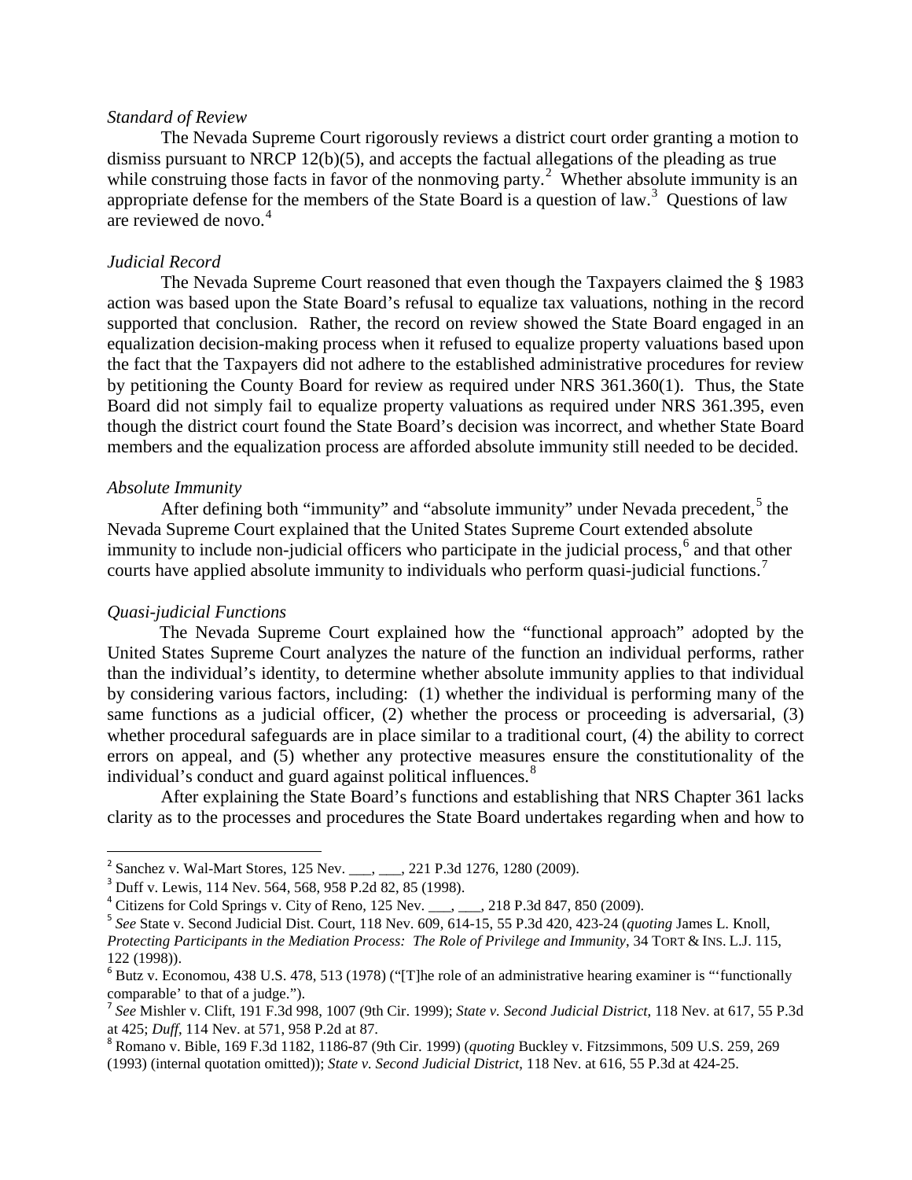*Standard of Review*

The Nevada Supreme Court rigorously reviews a district court order granting a motion to dismiss pursuant to NRCP 12(b)(5), and accepts the factual allegations of the pleading as true while construing those facts in favor of the nonmoving party.[2] Whether absolute immunity is an appropriate defense for the members of the State Board is a question of law.[3] Questions of law are reviewed de novo.[4]

*Judicial Record*

The Nevada Supreme Court reasoned that even though the Taxpayers claimed the § 1983 action was based upon the State Board's refusal to equalize tax valuations, nothing in the record supported that conclusion. Rather, the record on review showed the State Board engaged in an equalization decision-making process when it refused to equalize property valuations based upon the fact that the Taxpayers did not adhere to the established administrative procedures for review by petitioning the County Board for review as required under NRS 361.360(1). Thus, the State Board did not simply fail to equalize property valuations as required under NRS 361.395, even though the district court found the State Board's decision was incorrect, and whether State Board members and the equalization process are afforded absolute immunity still needed to be decided.

*Absolute Immunity*

After defining both "immunity" and "absolute immunity" under Nevada precedent,[5] the Nevada Supreme Court explained that the United States Supreme Court extended absolute immunity to include non-judicial officers who participate in the judicial process,[6] and that other courts have applied absolute immunity to individuals who perform quasi-judicial functions.[7]

*Quasi-judicial Functions*

The Nevada Supreme Court explained how the "functional approach" adopted by the United States Supreme Court analyzes the nature of the function an individual performs, rather than the individual's identity, to determine whether absolute immunity applies to that individual by considering various factors, including: (1) whether the individual is performing many of the same functions as a judicial officer, (2) whether the process or proceeding is adversarial, (3) whether procedural safeguards are in place similar to a traditional court, (4) the ability to correct errors on appeal, and (5) whether any protective measures ensure the constitutionality of the individual's conduct and guard against political influences.[8]

After explaining the State Board's functions and establishing that NRS Chapter 361 lacks clarity as to the processes and procedures the State Board undertakes regarding when and how to

---

[2] Sanchez v. Wal-Mart Stores, 125 Nev. ___, ___, 221 P.3d 1276, 1280 (2009).

[3] Duff v. Lewis, 114 Nev. 564, 568, 958 P.2d 82, 85 (1998).

[4] Citizens for Cold Springs v. City of Reno, 125 Nev. ___, ___, 218 P.3d 847, 850 (2009).

[5] *See* State v. Second Judicial Dist. Court, 118 Nev. 609, 614-15, 55 P.3d 420, 423-24 (*quoting* James L. Knoll, *Protecting Participants in the Mediation Process: The Role of Privilege and Immunity*, 34 TORT & INS. L.J. 115, 122 (1998)).

[6] Butz v. Economou, 438 U.S. 478, 513 (1978) ("[T]he role of an administrative hearing examiner is "'functionally comparable' to that of a judge.").

[7] *See* Mishler v. Clift, 191 F.3d 998, 1007 (9th Cir. 1999); *State v. Second Judicial District*, 118 Nev. at 617, 55 P.3d at 425; *Duff*, 114 Nev. at 571, 958 P.2d at 87.

[8] Romano v. Bible, 169 F.3d 1182, 1186-87 (9th Cir. 1999) (*quoting* Buckley v. Fitzsimmons, 509 U.S. 259, 269 (1993) (internal quotation omitted)); *State v. Second Judicial District*, 118 Nev. at 616, 55 P.3d at 424-25.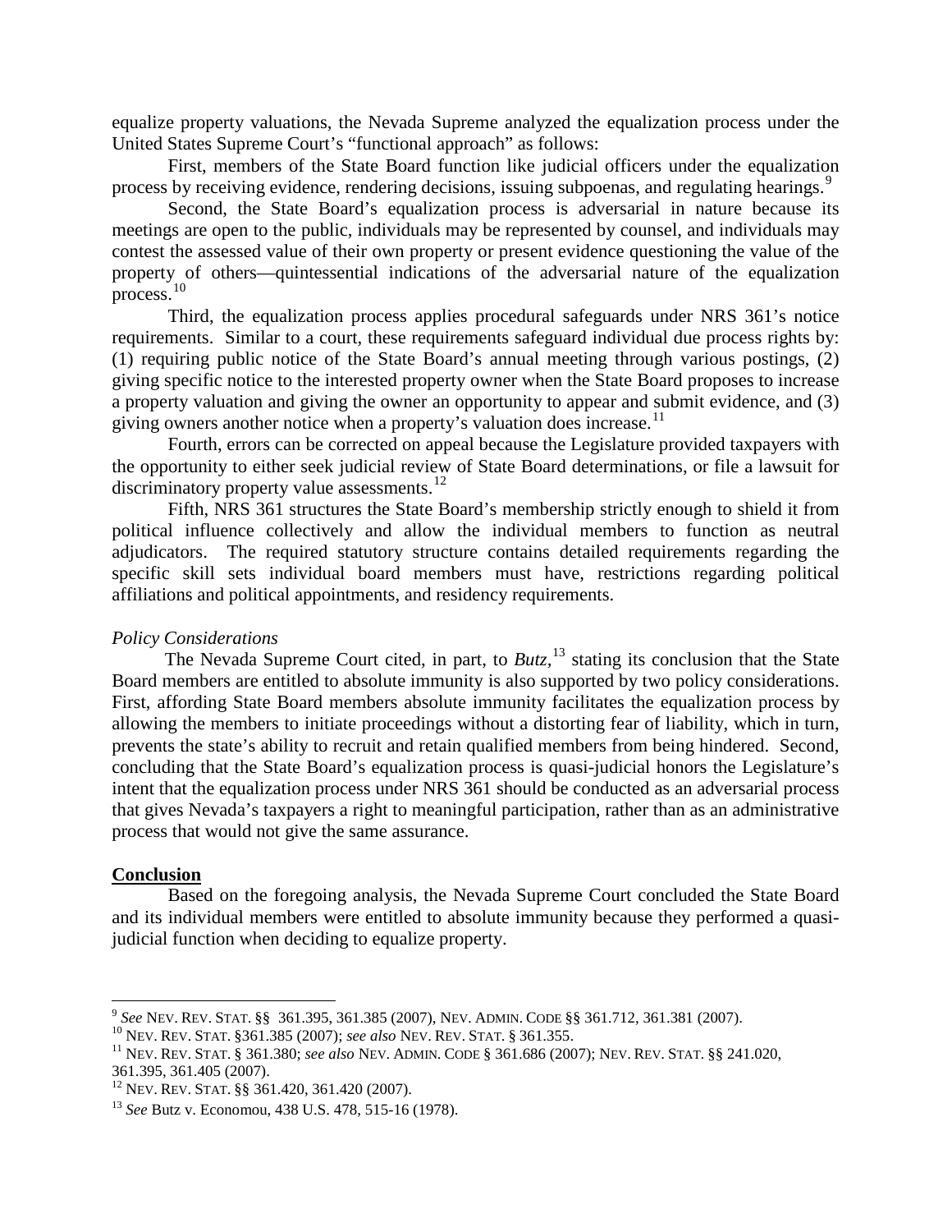equalize property valuations, the Nevada Supreme analyzed the equalization process under the United States Supreme Court's "functional approach" as follows:

First, members of the State Board function like judicial officers under the equalization process by receiving evidence, rendering decisions, issuing subpoenas, and regulating hearings.[9]

Second, the State Board's equalization process is adversarial in nature because its meetings are open to the public, individuals may be represented by counsel, and individuals may contest the assessed value of their own property or present evidence questioning the value of the property of others—quintessential indications of the adversarial nature of the equalization process.[10]

Third, the equalization process applies procedural safeguards under NRS 361's notice requirements. Similar to a court, these requirements safeguard individual due process rights by: (1) requiring public notice of the State Board's annual meeting through various postings, (2) giving specific notice to the interested property owner when the State Board proposes to increase a property valuation and giving the owner an opportunity to appear and submit evidence, and (3) giving owners another notice when a property's valuation does increase.[11]

Fourth, errors can be corrected on appeal because the Legislature provided taxpayers with the opportunity to either seek judicial review of State Board determinations, or file a lawsuit for discriminatory property value assessments.[12]

Fifth, NRS 361 structures the State Board's membership strictly enough to shield it from political influence collectively and allow the individual members to function as neutral adjudicators. The required statutory structure contains detailed requirements regarding the specific skill sets individual board members must have, restrictions regarding political affiliations and political appointments, and residency requirements.

*Policy Considerations*

The Nevada Supreme Court cited, in part, to *Butz*,[13] stating its conclusion that the State Board members are entitled to absolute immunity is also supported by two policy considerations. First, affording State Board members absolute immunity facilitates the equalization process by allowing the members to initiate proceedings without a distorting fear of liability, which in turn, prevents the state's ability to recruit and retain qualified members from being hindered. Second, concluding that the State Board's equalization process is quasi-judicial honors the Legislature's intent that the equalization process under NRS 361 should be conducted as an adversarial process that gives Nevada's taxpayers a right to meaningful participation, rather than as an administrative process that would not give the same assurance.

**Conclusion**

Based on the foregoing analysis, the Nevada Supreme Court concluded the State Board and its individual members were entitled to absolute immunity because they performed a quasi-judicial function when deciding to equalize property.

---

[9] *See* NEV. REV. STAT. §§ 361.395, 361.385 (2007), NEV. ADMIN. CODE §§ 361.712, 361.381 (2007).

[10] NEV. REV. STAT. §361.385 (2007); *see also* NEV. REV. STAT. § 361.355.

[11] NEV. REV. STAT. § 361.380; *see also* NEV. ADMIN. CODE § 361.686 (2007); NEV. REV. STAT. §§ 241.020, 361.395, 361.405 (2007).

[12] NEV. REV. STAT. §§ 361.420, 361.420 (2007).

[13] *See* Butz v. Economou, 438 U.S. 478, 515-16 (1978).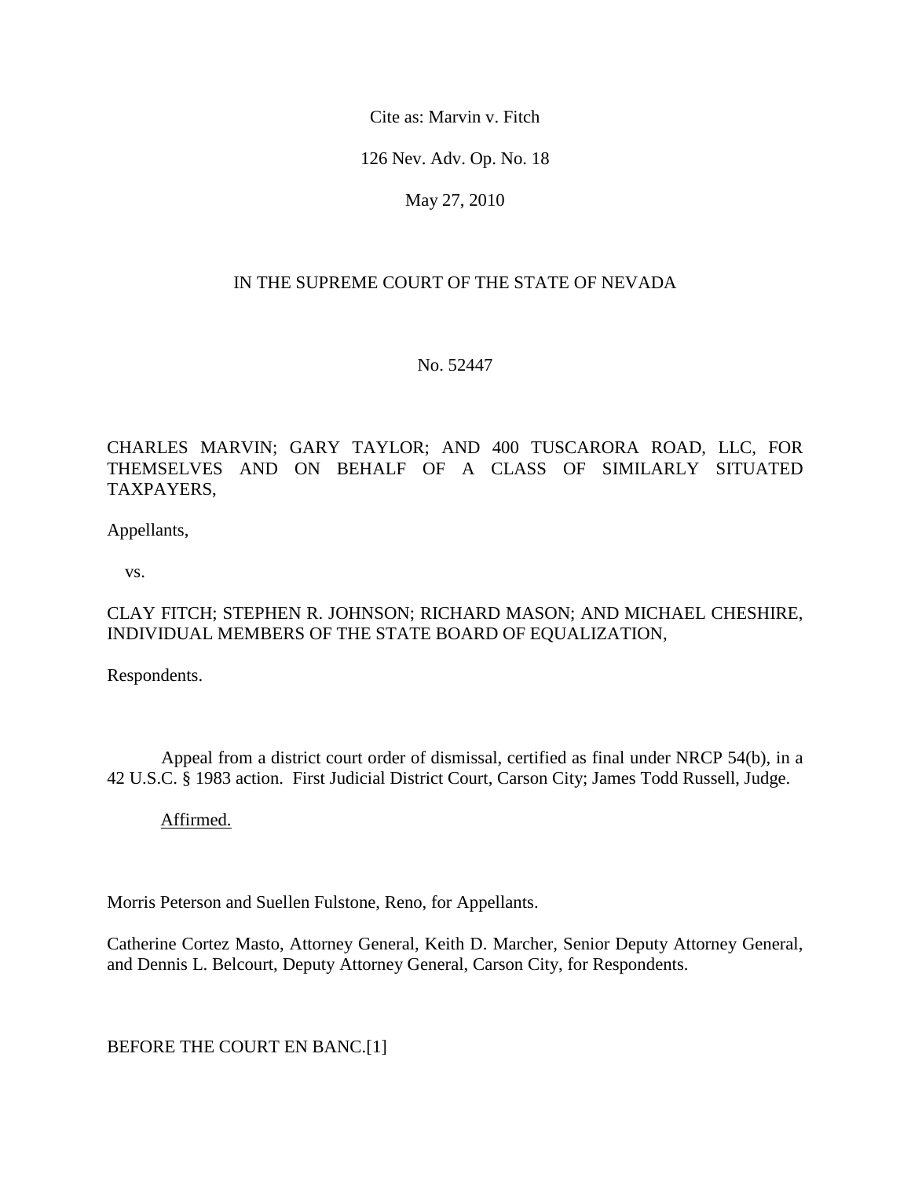Cite as: Marvin v. Fitch

126 Nev. Adv. Op. No. 18

May 27, 2010

IN THE SUPREME COURT OF THE STATE OF NEVADA

No. 52447

CHARLES MARVIN; GARY TAYLOR; AND 400 TUSCARORA ROAD, LLC, FOR THEMSELVES AND ON BEHALF OF A CLASS OF SIMILARLY SITUATED TAXPAYERS,

Appellants,

vs.

CLAY FITCH; STEPHEN R. JOHNSON; RICHARD MASON; AND MICHAEL CHESHIRE, INDIVIDUAL MEMBERS OF THE STATE BOARD OF EQUALIZATION,

Respondents.

Appeal from a district court order of dismissal, certified as final under NRCP 54(b), in a 42 U.S.C. § 1983 action. First Judicial District Court, Carson City; James Todd Russell, Judge.

Affirmed.

Morris Peterson and Suellen Fulstone, Reno, for Appellants.

Catherine Cortez Masto, Attorney General, Keith D. Marcher, Senior Deputy Attorney General, and Dennis L. Belcourt, Deputy Attorney General, Carson City, for Respondents.

BEFORE THE COURT EN BANC.[1]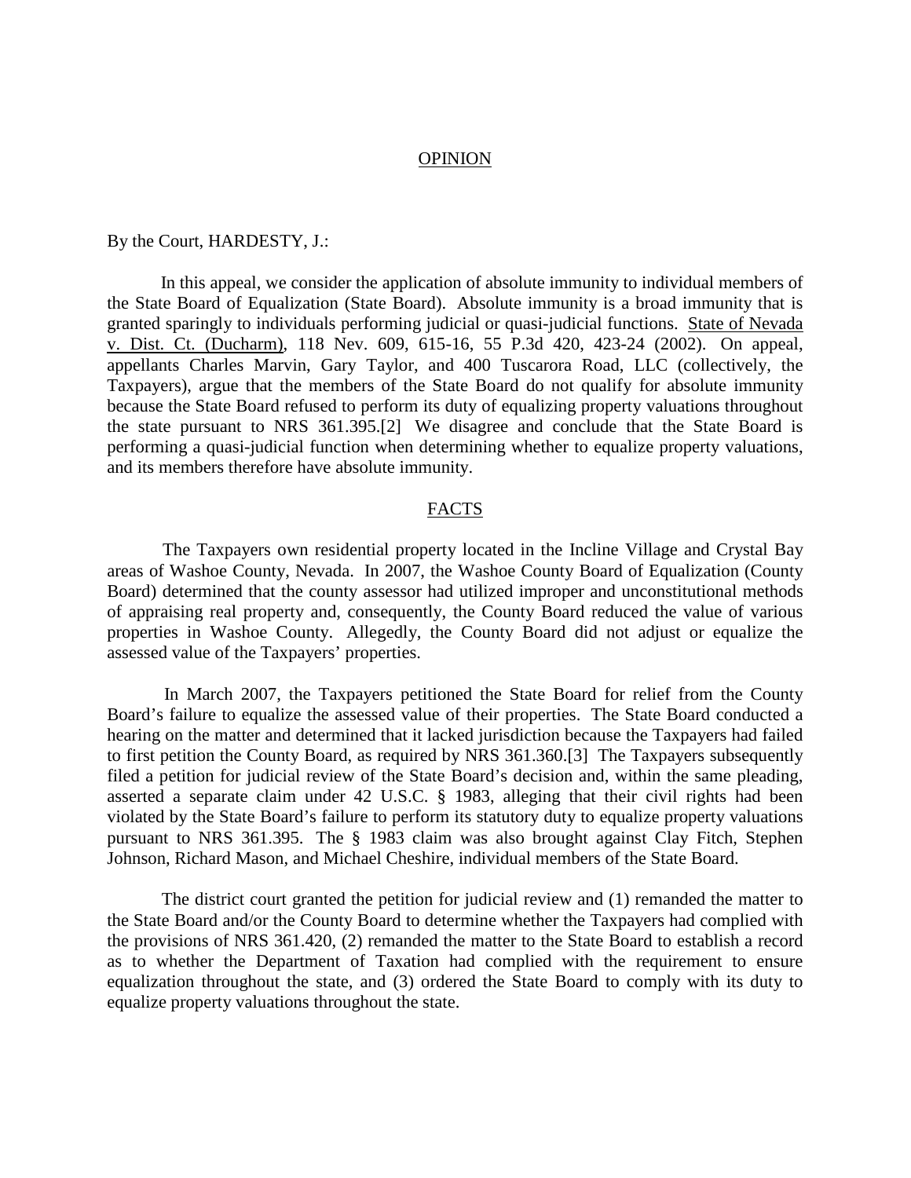## OPINION

By the Court, HARDESTY, J.:

In this appeal, we consider the application of absolute immunity to individual members of the State Board of Equalization (State Board). Absolute immunity is a broad immunity that is granted sparingly to individuals performing judicial or quasi-judicial functions. State of Nevada v. Dist. Ct. (Ducharm), 118 Nev. 609, 615-16, 55 P.3d 420, 423-24 (2002). On appeal, appellants Charles Marvin, Gary Taylor, and 400 Tuscarora Road, LLC (collectively, the Taxpayers), argue that the members of the State Board do not qualify for absolute immunity because the State Board refused to perform its duty of equalizing property valuations throughout the state pursuant to NRS 361.395.[2] We disagree and conclude that the State Board is performing a quasi-judicial function when determining whether to equalize property valuations, and its members therefore have absolute immunity.

## FACTS

The Taxpayers own residential property located in the Incline Village and Crystal Bay areas of Washoe County, Nevada. In 2007, the Washoe County Board of Equalization (County Board) determined that the county assessor had utilized improper and unconstitutional methods of appraising real property and, consequently, the County Board reduced the value of various properties in Washoe County. Allegedly, the County Board did not adjust or equalize the assessed value of the Taxpayers' properties.

In March 2007, the Taxpayers petitioned the State Board for relief from the County Board's failure to equalize the assessed value of their properties. The State Board conducted a hearing on the matter and determined that it lacked jurisdiction because the Taxpayers had failed to first petition the County Board, as required by NRS 361.360.[3] The Taxpayers subsequently filed a petition for judicial review of the State Board's decision and, within the same pleading, asserted a separate claim under 42 U.S.C. § 1983, alleging that their civil rights had been violated by the State Board's failure to perform its statutory duty to equalize property valuations pursuant to NRS 361.395. The § 1983 claim was also brought against Clay Fitch, Stephen Johnson, Richard Mason, and Michael Cheshire, individual members of the State Board.

The district court granted the petition for judicial review and (1) remanded the matter to the State Board and/or the County Board to determine whether the Taxpayers had complied with the provisions of NRS 361.420, (2) remanded the matter to the State Board to establish a record as to whether the Department of Taxation had complied with the requirement to ensure equalization throughout the state, and (3) ordered the State Board to comply with its duty to equalize property valuations throughout the state.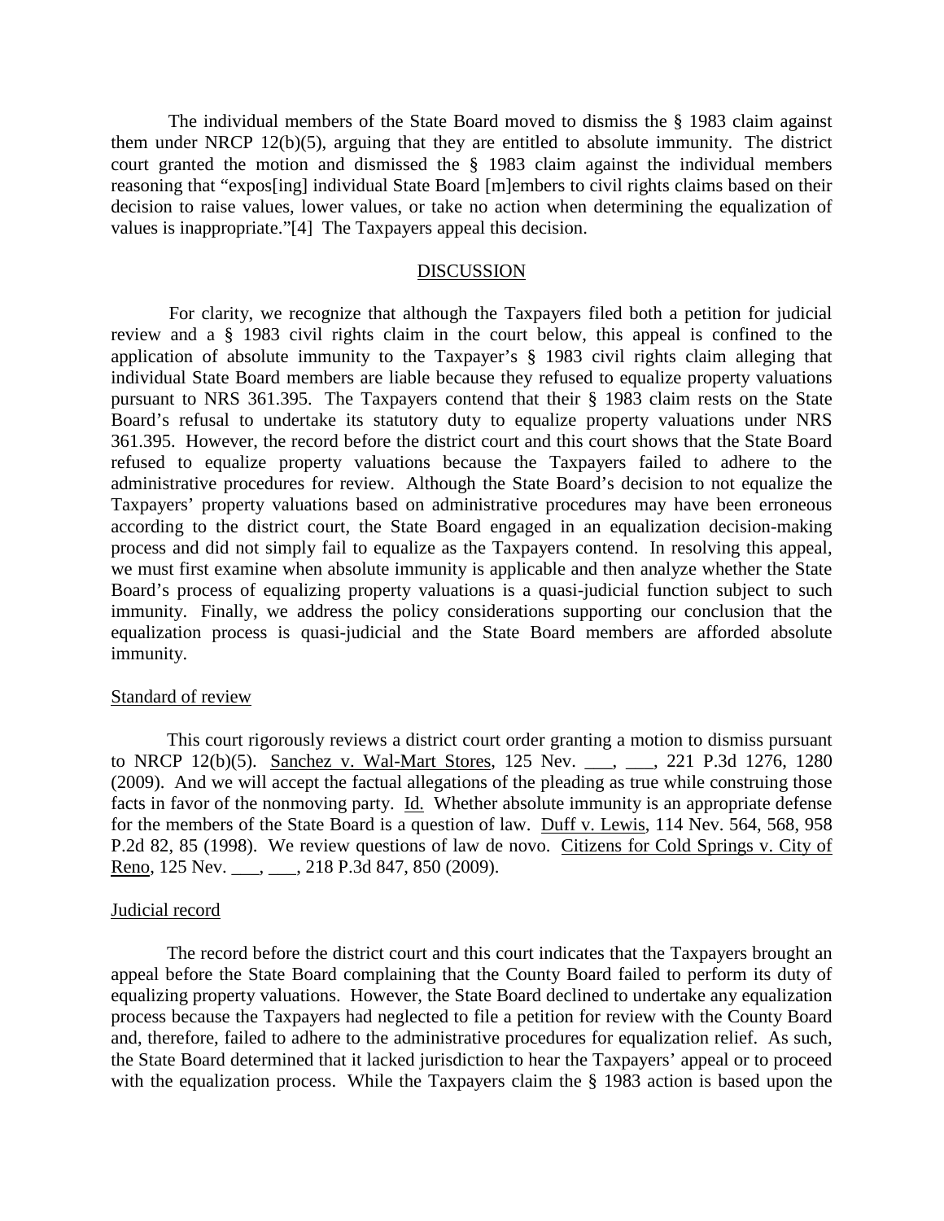The individual members of the State Board moved to dismiss the § 1983 claim against them under NRCP 12(b)(5), arguing that they are entitled to absolute immunity. The district court granted the motion and dismissed the § 1983 claim against the individual members reasoning that "expos[ing] individual State Board [m]embers to civil rights claims based on their decision to raise values, lower values, or take no action when determining the equalization of values is inappropriate."[4] The Taxpayers appeal this decision.

## DISCUSSION

For clarity, we recognize that although the Taxpayers filed both a petition for judicial review and a § 1983 civil rights claim in the court below, this appeal is confined to the application of absolute immunity to the Taxpayer's § 1983 civil rights claim alleging that individual State Board members are liable because they refused to equalize property valuations pursuant to NRS 361.395. The Taxpayers contend that their § 1983 claim rests on the State Board's refusal to undertake its statutory duty to equalize property valuations under NRS 361.395. However, the record before the district court and this court shows that the State Board refused to equalize property valuations because the Taxpayers failed to adhere to the administrative procedures for review. Although the State Board's decision to not equalize the Taxpayers' property valuations based on administrative procedures may have been erroneous according to the district court, the State Board engaged in an equalization decision-making process and did not simply fail to equalize as the Taxpayers contend. In resolving this appeal, we must first examine when absolute immunity is applicable and then analyze whether the State Board's process of equalizing property valuations is a quasi-judicial function subject to such immunity. Finally, we address the policy considerations supporting our conclusion that the equalization process is quasi-judicial and the State Board members are afforded absolute immunity.

### Standard of review

This court rigorously reviews a district court order granting a motion to dismiss pursuant to NRCP 12(b)(5). Sanchez v. Wal-Mart Stores, 125 Nev. ___, ___, 221 P.3d 1276, 1280 (2009). And we will accept the factual allegations of the pleading as true while construing those facts in favor of the nonmoving party. Id. Whether absolute immunity is an appropriate defense for the members of the State Board is a question of law. Duff v. Lewis, 114 Nev. 564, 568, 958 P.2d 82, 85 (1998). We review questions of law de novo. Citizens for Cold Springs v. City of Reno, 125 Nev. ___, ___, 218 P.3d 847, 850 (2009).

### Judicial record

The record before the district court and this court indicates that the Taxpayers brought an appeal before the State Board complaining that the County Board failed to perform its duty of equalizing property valuations. However, the State Board declined to undertake any equalization process because the Taxpayers had neglected to file a petition for review with the County Board and, therefore, failed to adhere to the administrative procedures for equalization relief. As such, the State Board determined that it lacked jurisdiction to hear the Taxpayers' appeal or to proceed with the equalization process. While the Taxpayers claim the § 1983 action is based upon the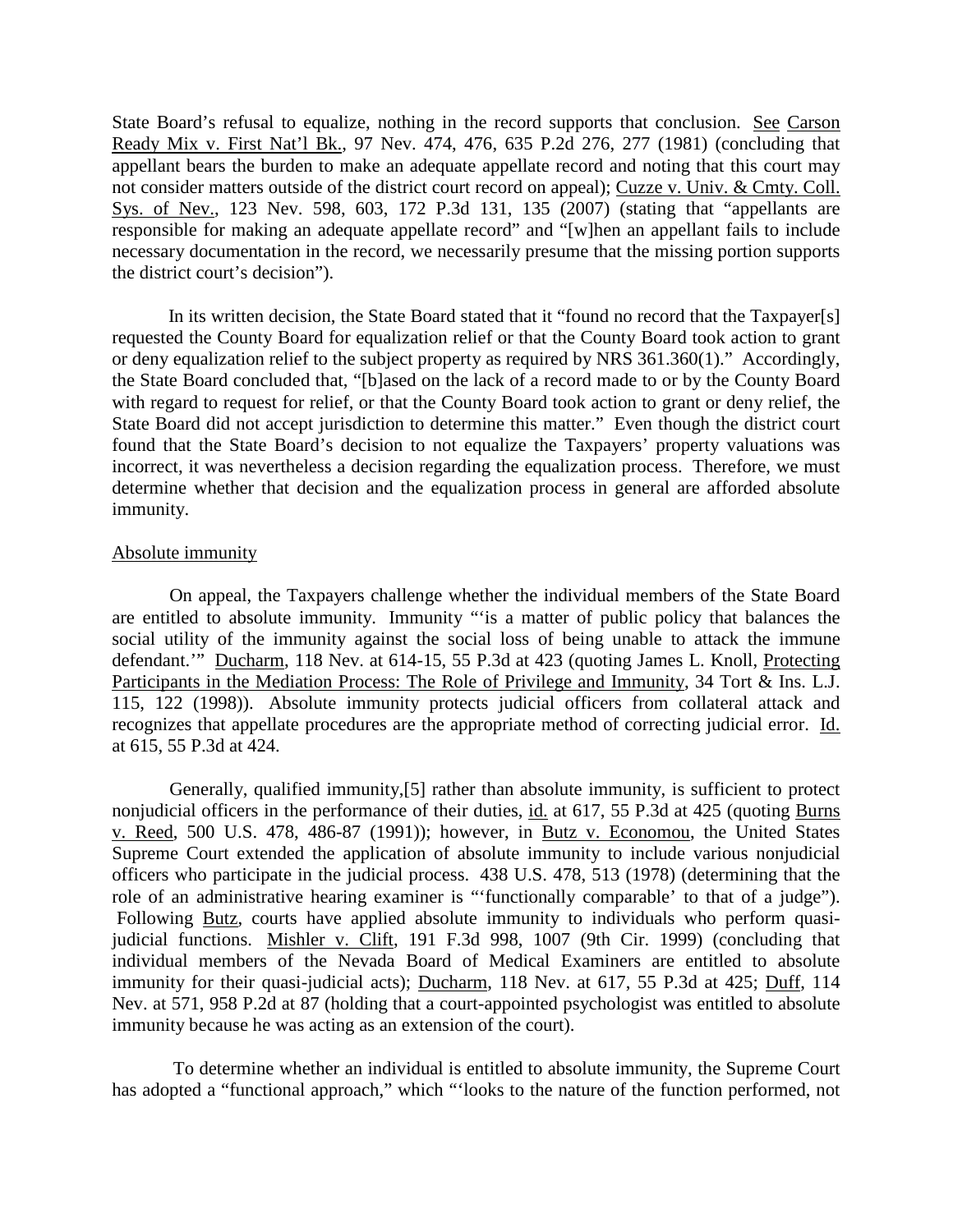State Board's refusal to equalize, nothing in the record supports that conclusion. See Carson Ready Mix v. First Nat'l Bk., 97 Nev. 474, 476, 635 P.2d 276, 277 (1981) (concluding that appellant bears the burden to make an adequate appellate record and noting that this court may not consider matters outside of the district court record on appeal); Cuzze v. Univ. & Cmty. Coll. Sys. of Nev., 123 Nev. 598, 603, 172 P.3d 131, 135 (2007) (stating that "appellants are responsible for making an adequate appellate record" and "[w]hen an appellant fails to include necessary documentation in the record, we necessarily presume that the missing portion supports the district court's decision").

In its written decision, the State Board stated that it "found no record that the Taxpayer[s] requested the County Board for equalization relief or that the County Board took action to grant or deny equalization relief to the subject property as required by NRS 361.360(1)." Accordingly, the State Board concluded that, "[b]ased on the lack of a record made to or by the County Board with regard to request for relief, or that the County Board took action to grant or deny relief, the State Board did not accept jurisdiction to determine this matter." Even though the district court found that the State Board's decision to not equalize the Taxpayers' property valuations was incorrect, it was nevertheless a decision regarding the equalization process. Therefore, we must determine whether that decision and the equalization process in general are afforded absolute immunity.

Absolute immunity

On appeal, the Taxpayers challenge whether the individual members of the State Board are entitled to absolute immunity. Immunity "'is a matter of public policy that balances the social utility of the immunity against the social loss of being unable to attack the immune defendant.'" Ducharm, 118 Nev. at 614-15, 55 P.3d at 423 (quoting James L. Knoll, Protecting Participants in the Mediation Process: The Role of Privilege and Immunity, 34 Tort & Ins. L.J. 115, 122 (1998)). Absolute immunity protects judicial officers from collateral attack and recognizes that appellate procedures are the appropriate method of correcting judicial error. Id. at 615, 55 P.3d at 424.

Generally, qualified immunity,[5] rather than absolute immunity, is sufficient to protect nonjudicial officers in the performance of their duties, id. at 617, 55 P.3d at 425 (quoting Burns v. Reed, 500 U.S. 478, 486-87 (1991)); however, in Butz v. Economou, the United States Supreme Court extended the application of absolute immunity to include various nonjudicial officers who participate in the judicial process. 438 U.S. 478, 513 (1978) (determining that the role of an administrative hearing examiner is "'functionally comparable' to that of a judge"). Following Butz, courts have applied absolute immunity to individuals who perform quasi-judicial functions. Mishler v. Clift, 191 F.3d 998, 1007 (9th Cir. 1999) (concluding that individual members of the Nevada Board of Medical Examiners are entitled to absolute immunity for their quasi-judicial acts); Ducharm, 118 Nev. at 617, 55 P.3d at 425; Duff, 114 Nev. at 571, 958 P.2d at 87 (holding that a court-appointed psychologist was entitled to absolute immunity because he was acting as an extension of the court).

To determine whether an individual is entitled to absolute immunity, the Supreme Court has adopted a "functional approach," which "'looks to the nature of the function performed, not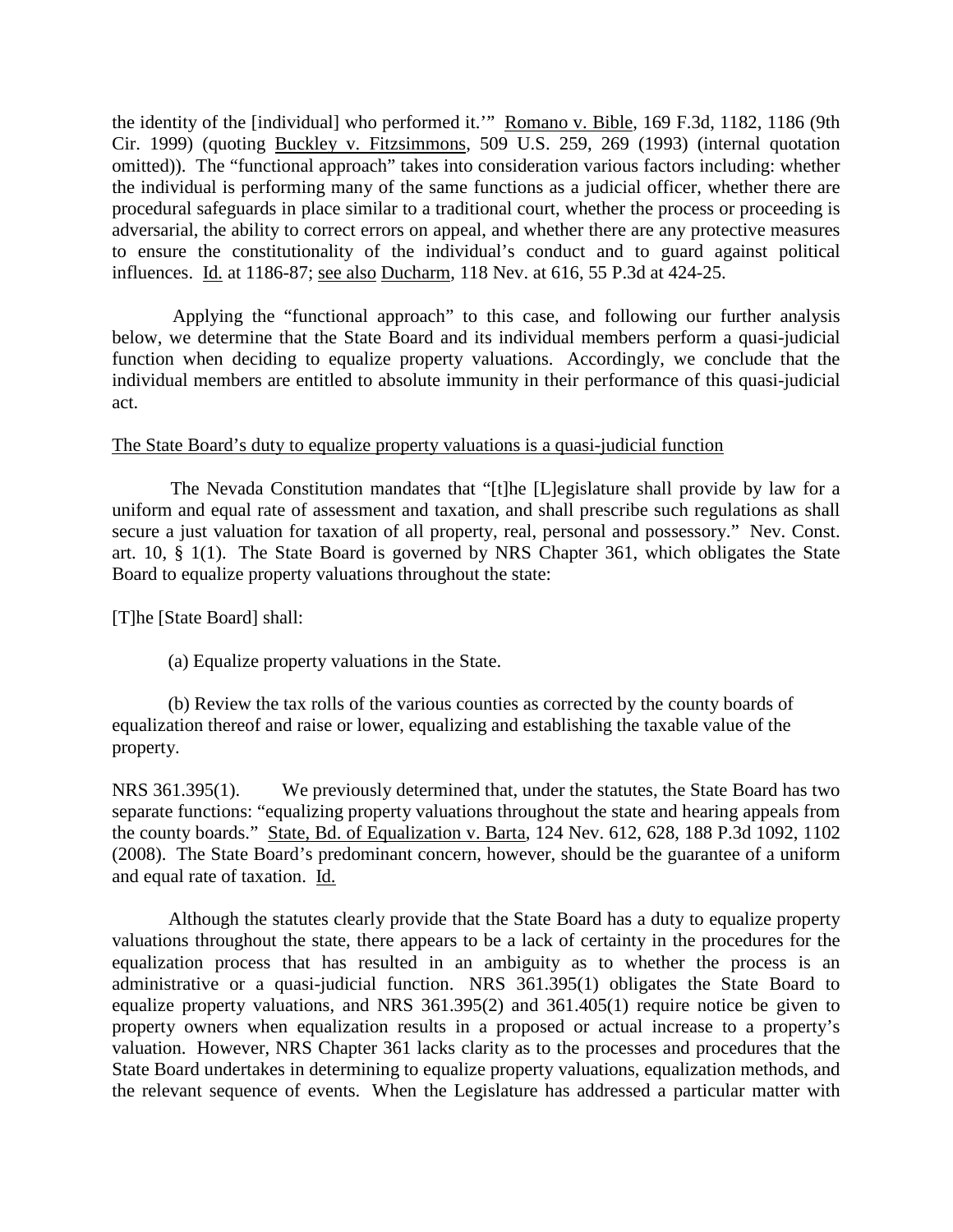the identity of the [individual] who performed it.'" Romano v. Bible, 169 F.3d, 1182, 1186 (9th Cir. 1999) (quoting Buckley v. Fitzsimmons, 509 U.S. 259, 269 (1993) (internal quotation omitted)). The "functional approach" takes into consideration various factors including: whether the individual is performing many of the same functions as a judicial officer, whether there are procedural safeguards in place similar to a traditional court, whether the process or proceeding is adversarial, the ability to correct errors on appeal, and whether there are any protective measures to ensure the constitutionality of the individual's conduct and to guard against political influences. Id. at 1186-87; see also Ducharm, 118 Nev. at 616, 55 P.3d at 424-25.

Applying the "functional approach" to this case, and following our further analysis below, we determine that the State Board and its individual members perform a quasi-judicial function when deciding to equalize property valuations. Accordingly, we conclude that the individual members are entitled to absolute immunity in their performance of this quasi-judicial act.

The State Board's duty to equalize property valuations is a quasi-judicial function

The Nevada Constitution mandates that "[t]he [L]egislature shall provide by law for a uniform and equal rate of assessment and taxation, and shall prescribe such regulations as shall secure a just valuation for taxation of all property, real, personal and possessory." Nev. Const. art. 10, § 1(1). The State Board is governed by NRS Chapter 361, which obligates the State Board to equalize property valuations throughout the state:

[T]he [State Board] shall:

(a) Equalize property valuations in the State.

(b) Review the tax rolls of the various counties as corrected by the county boards of equalization thereof and raise or lower, equalizing and establishing the taxable value of the property.

NRS 361.395(1). We previously determined that, under the statutes, the State Board has two separate functions: "equalizing property valuations throughout the state and hearing appeals from the county boards." State, Bd. of Equalization v. Barta, 124 Nev. 612, 628, 188 P.3d 1092, 1102 (2008). The State Board's predominant concern, however, should be the guarantee of a uniform and equal rate of taxation. Id.

Although the statutes clearly provide that the State Board has a duty to equalize property valuations throughout the state, there appears to be a lack of certainty in the procedures for the equalization process that has resulted in an ambiguity as to whether the process is an administrative or a quasi-judicial function. NRS 361.395(1) obligates the State Board to equalize property valuations, and NRS 361.395(2) and 361.405(1) require notice be given to property owners when equalization results in a proposed or actual increase to a property's valuation. However, NRS Chapter 361 lacks clarity as to the processes and procedures that the State Board undertakes in determining to equalize property valuations, equalization methods, and the relevant sequence of events. When the Legislature has addressed a particular matter with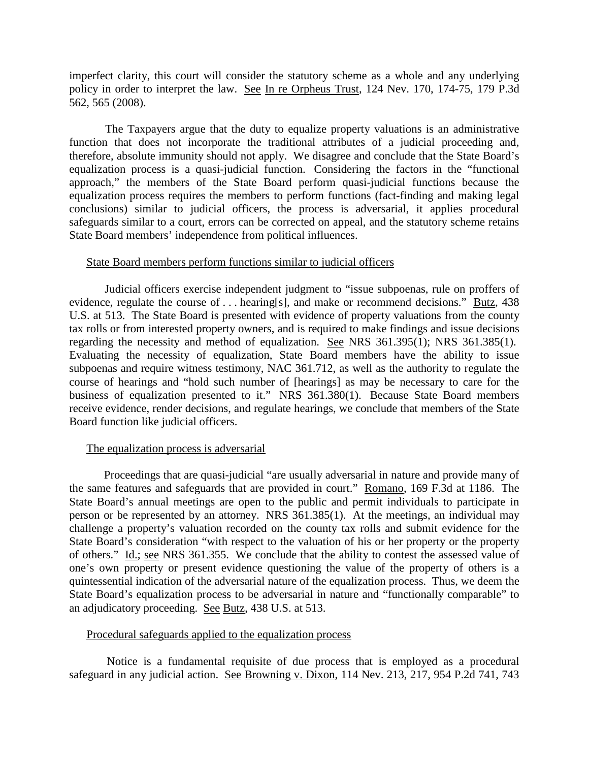imperfect clarity, this court will consider the statutory scheme as a whole and any underlying policy in order to interpret the law. See In re Orpheus Trust, 124 Nev. 170, 174-75, 179 P.3d 562, 565 (2008).

The Taxpayers argue that the duty to equalize property valuations is an administrative function that does not incorporate the traditional attributes of a judicial proceeding and, therefore, absolute immunity should not apply. We disagree and conclude that the State Board's equalization process is a quasi-judicial function. Considering the factors in the "functional approach," the members of the State Board perform quasi-judicial functions because the equalization process requires the members to perform functions (fact-finding and making legal conclusions) similar to judicial officers, the process is adversarial, it applies procedural safeguards similar to a court, errors can be corrected on appeal, and the statutory scheme retains State Board members' independence from political influences.

State Board members perform functions similar to judicial officers

Judicial officers exercise independent judgment to "issue subpoenas, rule on proffers of evidence, regulate the course of . . . hearing[s], and make or recommend decisions." Butz, 438 U.S. at 513. The State Board is presented with evidence of property valuations from the county tax rolls or from interested property owners, and is required to make findings and issue decisions regarding the necessity and method of equalization. See NRS 361.395(1); NRS 361.385(1). Evaluating the necessity of equalization, State Board members have the ability to issue subpoenas and require witness testimony, NAC 361.712, as well as the authority to regulate the course of hearings and "hold such number of [hearings] as may be necessary to care for the business of equalization presented to it." NRS 361.380(1). Because State Board members receive evidence, render decisions, and regulate hearings, we conclude that members of the State Board function like judicial officers.

The equalization process is adversarial

Proceedings that are quasi-judicial "are usually adversarial in nature and provide many of the same features and safeguards that are provided in court." Romano, 169 F.3d at 1186. The State Board's annual meetings are open to the public and permit individuals to participate in person or be represented by an attorney. NRS 361.385(1). At the meetings, an individual may challenge a property's valuation recorded on the county tax rolls and submit evidence for the State Board's consideration "with respect to the valuation of his or her property or the property of others." Id.; see NRS 361.355. We conclude that the ability to contest the assessed value of one's own property or present evidence questioning the value of the property of others is a quintessential indication of the adversarial nature of the equalization process. Thus, we deem the State Board's equalization process to be adversarial in nature and "functionally comparable" to an adjudicatory proceeding. See Butz, 438 U.S. at 513.

Procedural safeguards applied to the equalization process

Notice is a fundamental requisite of due process that is employed as a procedural safeguard in any judicial action. See Browning v. Dixon, 114 Nev. 213, 217, 954 P.2d 741, 743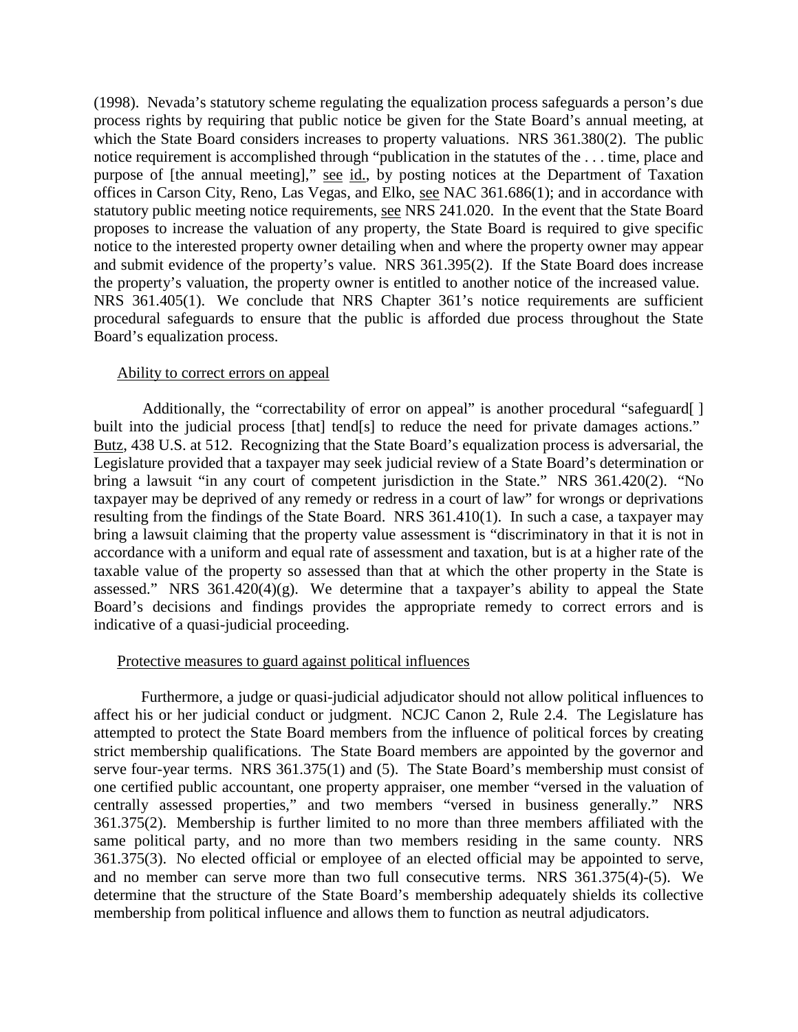(1998). Nevada's statutory scheme regulating the equalization process safeguards a person's due process rights by requiring that public notice be given for the State Board's annual meeting, at which the State Board considers increases to property valuations. NRS 361.380(2). The public notice requirement is accomplished through "publication in the statutes of the . . . time, place and purpose of [the annual meeting]," see id., by posting notices at the Department of Taxation offices in Carson City, Reno, Las Vegas, and Elko, see NAC 361.686(1); and in accordance with statutory public meeting notice requirements, see NRS 241.020. In the event that the State Board proposes to increase the valuation of any property, the State Board is required to give specific notice to the interested property owner detailing when and where the property owner may appear and submit evidence of the property's value. NRS 361.395(2). If the State Board does increase the property's valuation, the property owner is entitled to another notice of the increased value. NRS 361.405(1). We conclude that NRS Chapter 361's notice requirements are sufficient procedural safeguards to ensure that the public is afforded due process throughout the State Board's equalization process.

Ability to correct errors on appeal

Additionally, the "correctability of error on appeal" is another procedural "safeguard[ ] built into the judicial process [that] tend[s] to reduce the need for private damages actions." Butz, 438 U.S. at 512. Recognizing that the State Board's equalization process is adversarial, the Legislature provided that a taxpayer may seek judicial review of a State Board's determination or bring a lawsuit "in any court of competent jurisdiction in the State." NRS 361.420(2). "No taxpayer may be deprived of any remedy or redress in a court of law" for wrongs or deprivations resulting from the findings of the State Board. NRS 361.410(1). In such a case, a taxpayer may bring a lawsuit claiming that the property value assessment is "discriminatory in that it is not in accordance with a uniform and equal rate of assessment and taxation, but is at a higher rate of the taxable value of the property so assessed than that at which the other property in the State is assessed." NRS 361.420(4)(g). We determine that a taxpayer's ability to appeal the State Board's decisions and findings provides the appropriate remedy to correct errors and is indicative of a quasi-judicial proceeding.

Protective measures to guard against political influences

Furthermore, a judge or quasi-judicial adjudicator should not allow political influences to affect his or her judicial conduct or judgment. NCJC Canon 2, Rule 2.4. The Legislature has attempted to protect the State Board members from the influence of political forces by creating strict membership qualifications. The State Board members are appointed by the governor and serve four-year terms. NRS 361.375(1) and (5). The State Board's membership must consist of one certified public accountant, one property appraiser, one member "versed in the valuation of centrally assessed properties," and two members "versed in business generally." NRS 361.375(2). Membership is further limited to no more than three members affiliated with the same political party, and no more than two members residing in the same county. NRS 361.375(3). No elected official or employee of an elected official may be appointed to serve, and no member can serve more than two full consecutive terms. NRS 361.375(4)-(5). We determine that the structure of the State Board's membership adequately shields its collective membership from political influence and allows them to function as neutral adjudicators.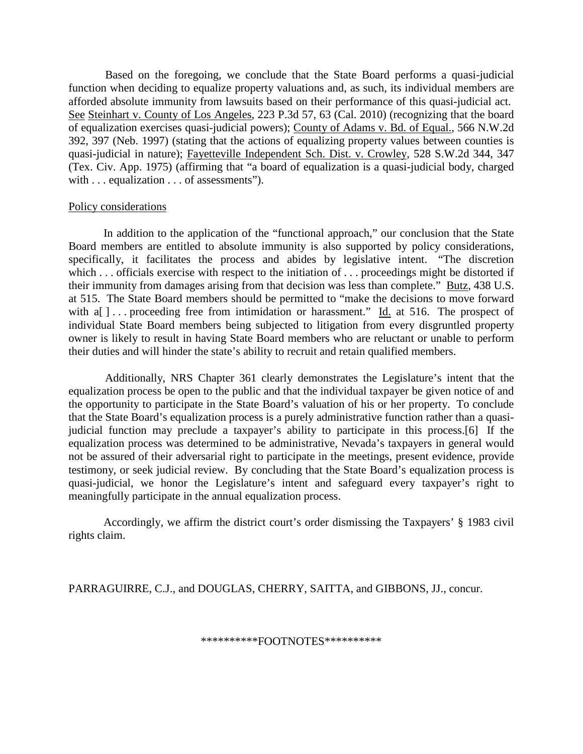Based on the foregoing, we conclude that the State Board performs a quasi-judicial function when deciding to equalize property valuations and, as such, its individual members are afforded absolute immunity from lawsuits based on their performance of this quasi-judicial act. See Steinhart v. County of Los Angeles, 223 P.3d 57, 63 (Cal. 2010) (recognizing that the board of equalization exercises quasi-judicial powers); County of Adams v. Bd. of Equal., 566 N.W.2d 392, 397 (Neb. 1997) (stating that the actions of equalizing property values between counties is quasi-judicial in nature); Fayetteville Independent Sch. Dist. v. Crowley, 528 S.W.2d 344, 347 (Tex. Civ. App. 1975) (affirming that "a board of equalization is a quasi-judicial body, charged with . . . equalization . . . of assessments").

Policy considerations

In addition to the application of the "functional approach," our conclusion that the State Board members are entitled to absolute immunity is also supported by policy considerations, specifically, it facilitates the process and abides by legislative intent. "The discretion which . . . officials exercise with respect to the initiation of . . . proceedings might be distorted if their immunity from damages arising from that decision was less than complete." Butz, 438 U.S. at 515. The State Board members should be permitted to "make the decisions to move forward with a[ ] . . . proceeding free from intimidation or harassment." Id. at 516. The prospect of individual State Board members being subjected to litigation from every disgruntled property owner is likely to result in having State Board members who are reluctant or unable to perform their duties and will hinder the state's ability to recruit and retain qualified members.

Additionally, NRS Chapter 361 clearly demonstrates the Legislature's intent that the equalization process be open to the public and that the individual taxpayer be given notice of and the opportunity to participate in the State Board's valuation of his or her property. To conclude that the State Board's equalization process is a purely administrative function rather than a quasi-judicial function may preclude a taxpayer's ability to participate in this process.[6] If the equalization process was determined to be administrative, Nevada's taxpayers in general would not be assured of their adversarial right to participate in the meetings, present evidence, provide testimony, or seek judicial review. By concluding that the State Board's equalization process is quasi-judicial, we honor the Legislature's intent and safeguard every taxpayer's right to meaningfully participate in the annual equalization process.

Accordingly, we affirm the district court's order dismissing the Taxpayers' § 1983 civil rights claim.

PARRAGUIRRE, C.J., and DOUGLAS, CHERRY, SAITTA, and GIBBONS, JJ., concur.

\*\*\*\*\*\*\*\*\*\*FOOTNOTES\*\*\*\*\*\*\*\*\*\*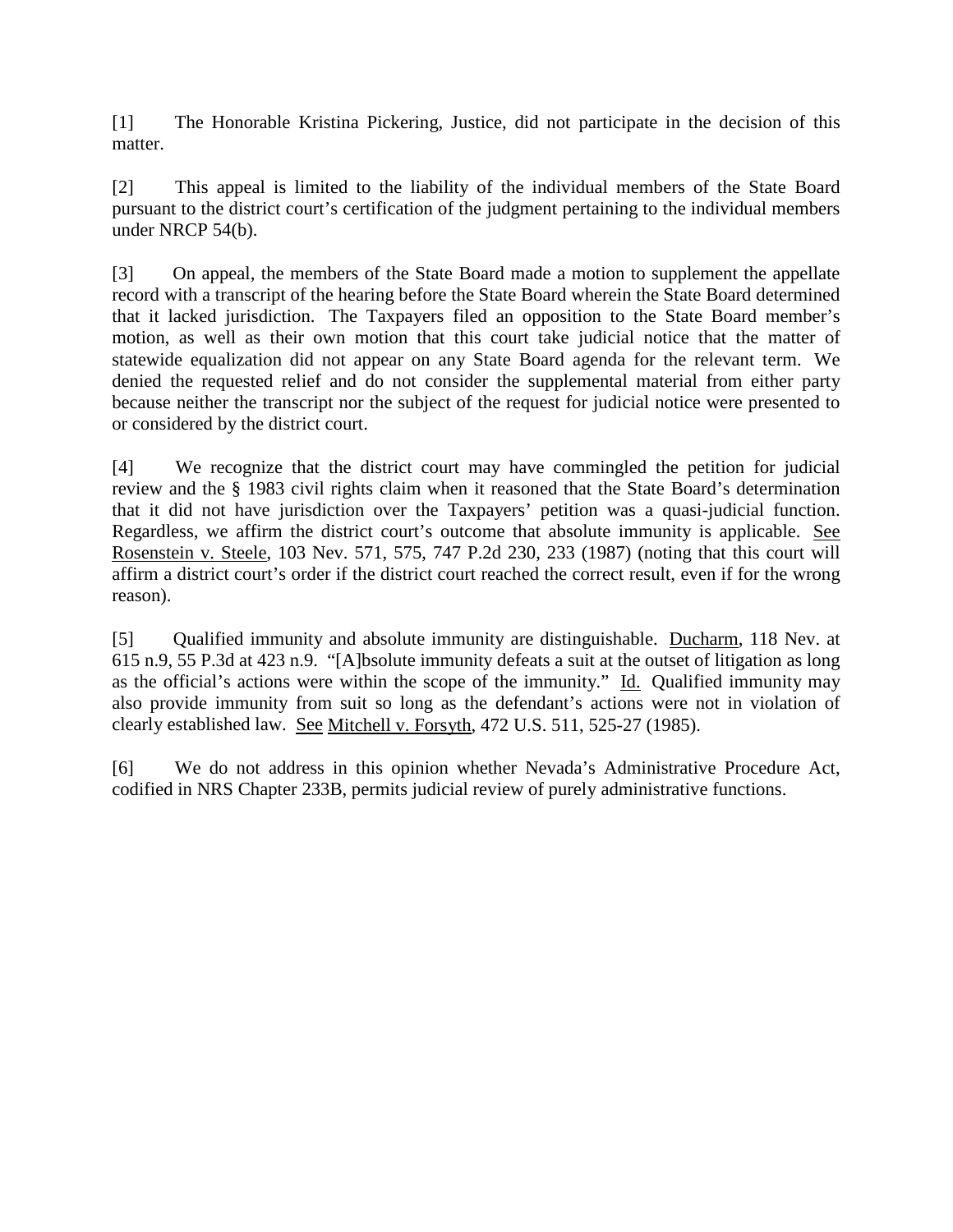[1] The Honorable Kristina Pickering, Justice, did not participate in the decision of this matter.

[2] This appeal is limited to the liability of the individual members of the State Board pursuant to the district court's certification of the judgment pertaining to the individual members under NRCP 54(b).

[3] On appeal, the members of the State Board made a motion to supplement the appellate record with a transcript of the hearing before the State Board wherein the State Board determined that it lacked jurisdiction. The Taxpayers filed an opposition to the State Board member's motion, as well as their own motion that this court take judicial notice that the matter of statewide equalization did not appear on any State Board agenda for the relevant term. We denied the requested relief and do not consider the supplemental material from either party because neither the transcript nor the subject of the request for judicial notice were presented to or considered by the district court.

[4] We recognize that the district court may have commingled the petition for judicial review and the § 1983 civil rights claim when it reasoned that the State Board's determination that it did not have jurisdiction over the Taxpayers' petition was a quasi-judicial function. Regardless, we affirm the district court's outcome that absolute immunity is applicable. See Rosenstein v. Steele, 103 Nev. 571, 575, 747 P.2d 230, 233 (1987) (noting that this court will affirm a district court's order if the district court reached the correct result, even if for the wrong reason).

[5] Qualified immunity and absolute immunity are distinguishable. Ducharm, 118 Nev. at 615 n.9, 55 P.3d at 423 n.9. "[A]bsolute immunity defeats a suit at the outset of litigation as long as the official's actions were within the scope of the immunity." Id. Qualified immunity may also provide immunity from suit so long as the defendant's actions were not in violation of clearly established law. See Mitchell v. Forsyth, 472 U.S. 511, 525-27 (1985).

[6] We do not address in this opinion whether Nevada's Administrative Procedure Act, codified in NRS Chapter 233B, permits judicial review of purely administrative functions.